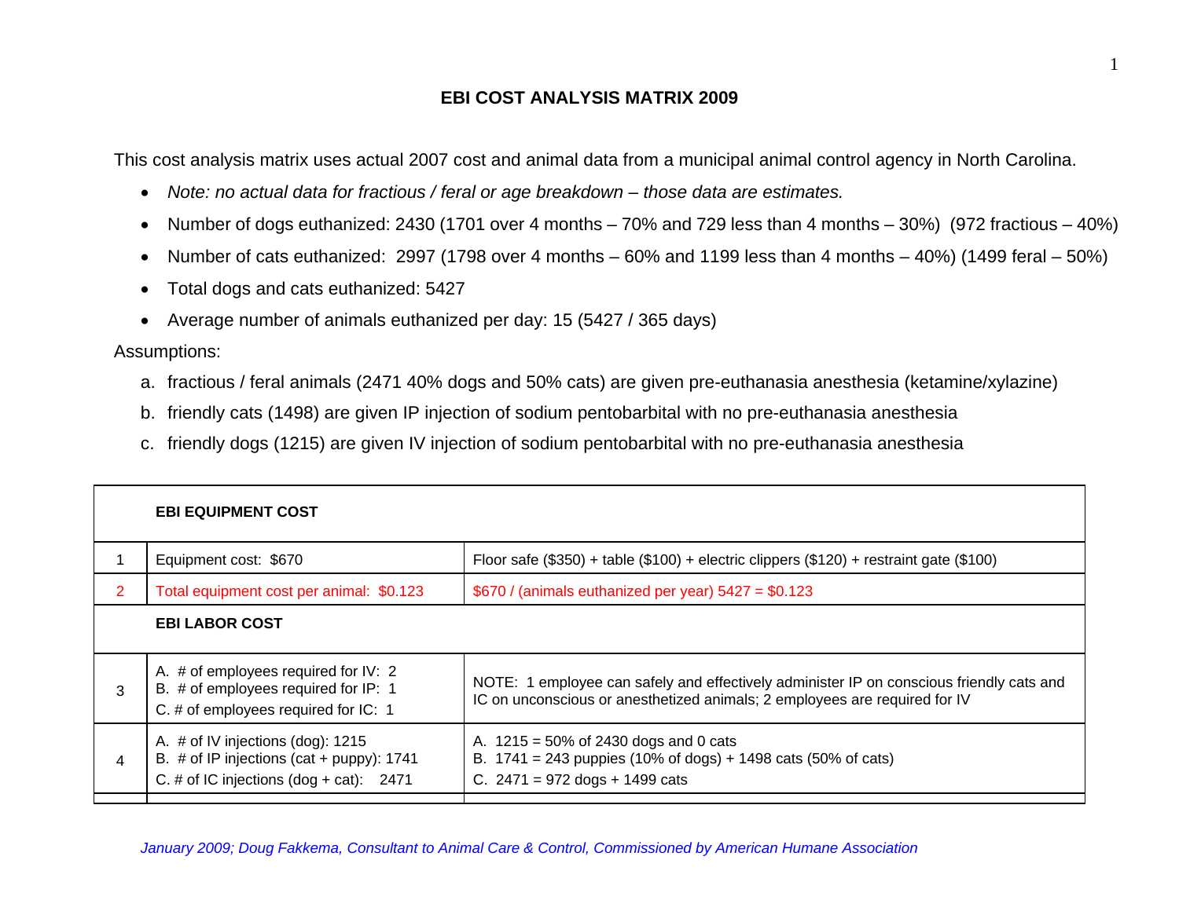# EBI COST ANALYSIS MATRIX 2009

This cost analysis matrix uses actual 2007 cost and animal data from a municipal animal control agency in North Carolina.

- *Note: no actual data for fractious / feral or age breakdown – those data are estimates.*
- Number of dogs euthanized: 2430 (1701 over 4 months – 70% and 729 less than 4 months – 30%) (972 fractious – 40%)
- Number of cats euthanized: 2997 (1798 over 4 months – 60% and 1199 less than 4 months – 40%) (1499 feral – 50%)
- Total dogs and cats euthanized: 5427
- Average number of animals euthanized per day: 15 (5427 / 365 days)

Assumptions:

a. fractious / feral animals (2471 40% dogs and 50% cats) are given pre-euthanasia anesthesia (ketamine/xylazine)

b. friendly cats (1498) are given IP injection of sodium pentobarbital with no pre-euthanasia anesthesia

c. friendly dogs (1215) are given IV injection of sodium pentobarbital with no pre-euthanasia anesthesia

| | **EBI EQUIPMENT COST** | |
|---|---|---|
| 1 | Equipment cost: $670 | Floor safe ($350) + table ($100) + electric clippers ($120) + restraint gate ($100) |
| 2 | Total equipment cost per animal: $0.123 | $670 / (animals euthanized per year) 5427 = $0.123 |
| | **EBI LABOR COST** | |
| 3 | A. # of employees required for IV: 2<br>B. # of employees required for IP: 1<br>C. # of employees required for IC: 1 | NOTE: 1 employee can safely and effectively administer IP on conscious friendly cats and IC on unconscious or anesthetized animals; 2 employees are required for IV |
| 4 | A. # of IV injections (dog): 1215<br>B. # of IP injections (cat + puppy): 1741<br>C. # of IC injections (dog + cat): 2471 | A. 1215 = 50% of 2430 dogs and 0 cats<br>B. 1741 = 243 puppies (10% of dogs) + 1498 cats (50% of cats)<br>C. 2471 = 972 dogs + 1499 cats |

*January 2009; Doug Fakkema, Consultant to Animal Care & Control, Commissioned by American Humane Association*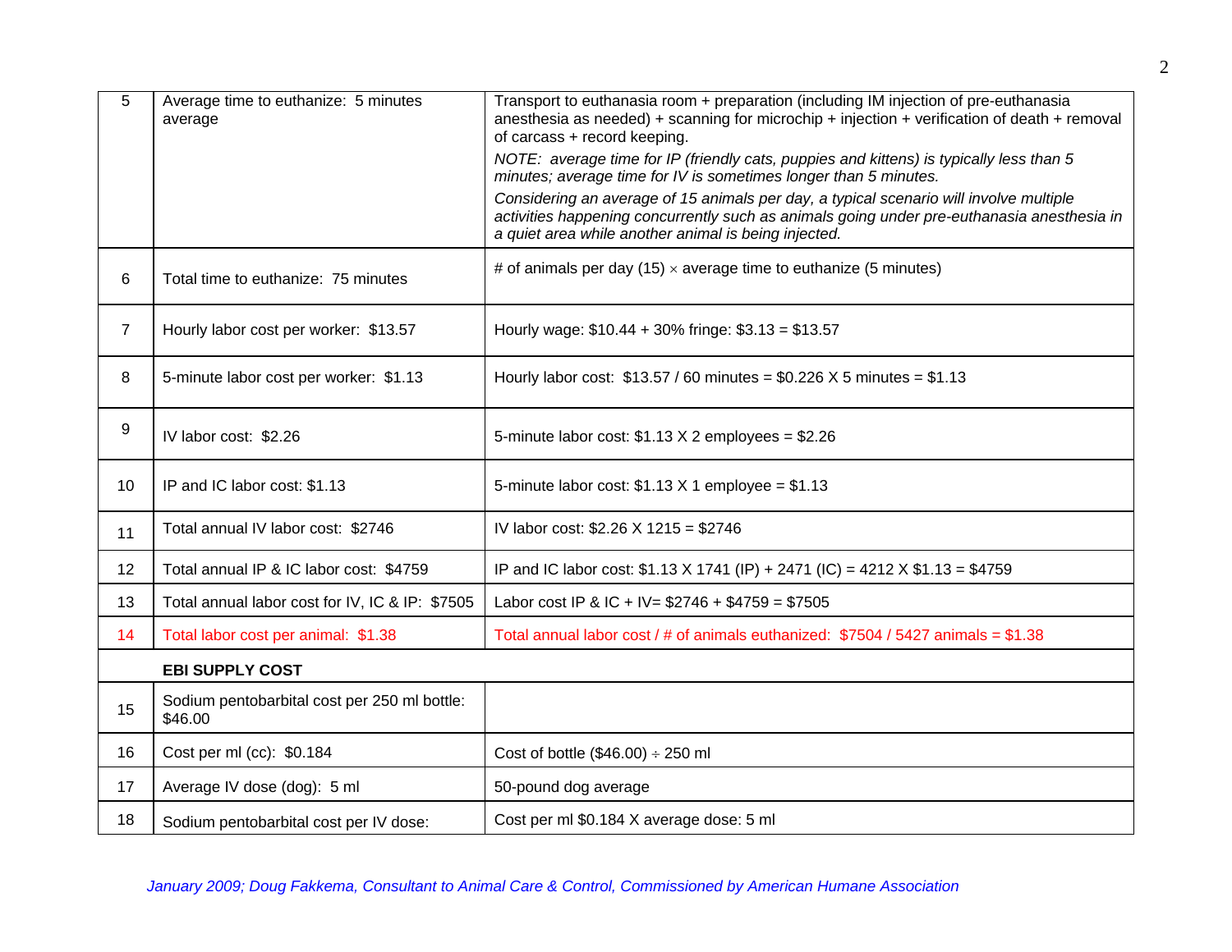| | | |
|---|---|---|
| 5 | Average time to euthanize: 5 minutes average | Transport to euthanasia room + preparation (including IM injection of pre-euthanasia anesthesia as needed) + scanning for microchip + injection + verification of death + removal of carcass + record keeping. *NOTE: average time for IP (friendly cats, puppies and kittens) is typically less than 5 minutes; average time for IV is sometimes longer than 5 minutes.* *Considering an average of 15 animals per day, a typical scenario will involve multiple activities happening concurrently such as animals going under pre-euthanasia anesthesia in a quiet area while another animal is being injected.* |
| 6 | Total time to euthanize: 75 minutes | # of animals per day (15) × average time to euthanize (5 minutes) |
| 7 | Hourly labor cost per worker: $13.57 | Hourly wage: $10.44 + 30% fringe: $3.13 = $13.57 |
| 8 | 5-minute labor cost per worker: $1.13 | Hourly labor cost: $13.57 / 60 minutes = $0.226 X 5 minutes = $1.13 |
| 9 | IV labor cost: $2.26 | 5-minute labor cost: $1.13 X 2 employees = $2.26 |
| 10 | IP and IC labor cost: $1.13 | 5-minute labor cost: $1.13 X 1 employee = $1.13 |
| 11 | Total annual IV labor cost: $2746 | IV labor cost: $2.26 X 1215 = $2746 |
| 12 | Total annual IP & IC labor cost: $4759 | IP and IC labor cost: $1.13 X 1741 (IP) + 2471 (IC) = 4212 X $1.13 = $4759 |
| 13 | Total annual labor cost for IV, IC & IP: $7505 | Labor cost IP & IC + IV= $2746 + $4759 = $7505 |
| 14 | Total labor cost per animal: $1.38 | Total annual labor cost / # of animals euthanized: $7504 / 5427 animals = $1.38 |
| | **EBI SUPPLY COST** | |
| 15 | Sodium pentobarbital cost per 250 ml bottle: $46.00 | |
| 16 | Cost per ml (cc): $0.184 | Cost of bottle ($46.00) ÷ 250 ml |
| 17 | Average IV dose (dog): 5 ml | 50-pound dog average |
| 18 | Sodium pentobarbital cost per IV dose: | Cost per ml $0.184 X average dose: 5 ml |

*January 2009; Doug Fakkema, Consultant to Animal Care & Control, Commissioned by American Humane Association*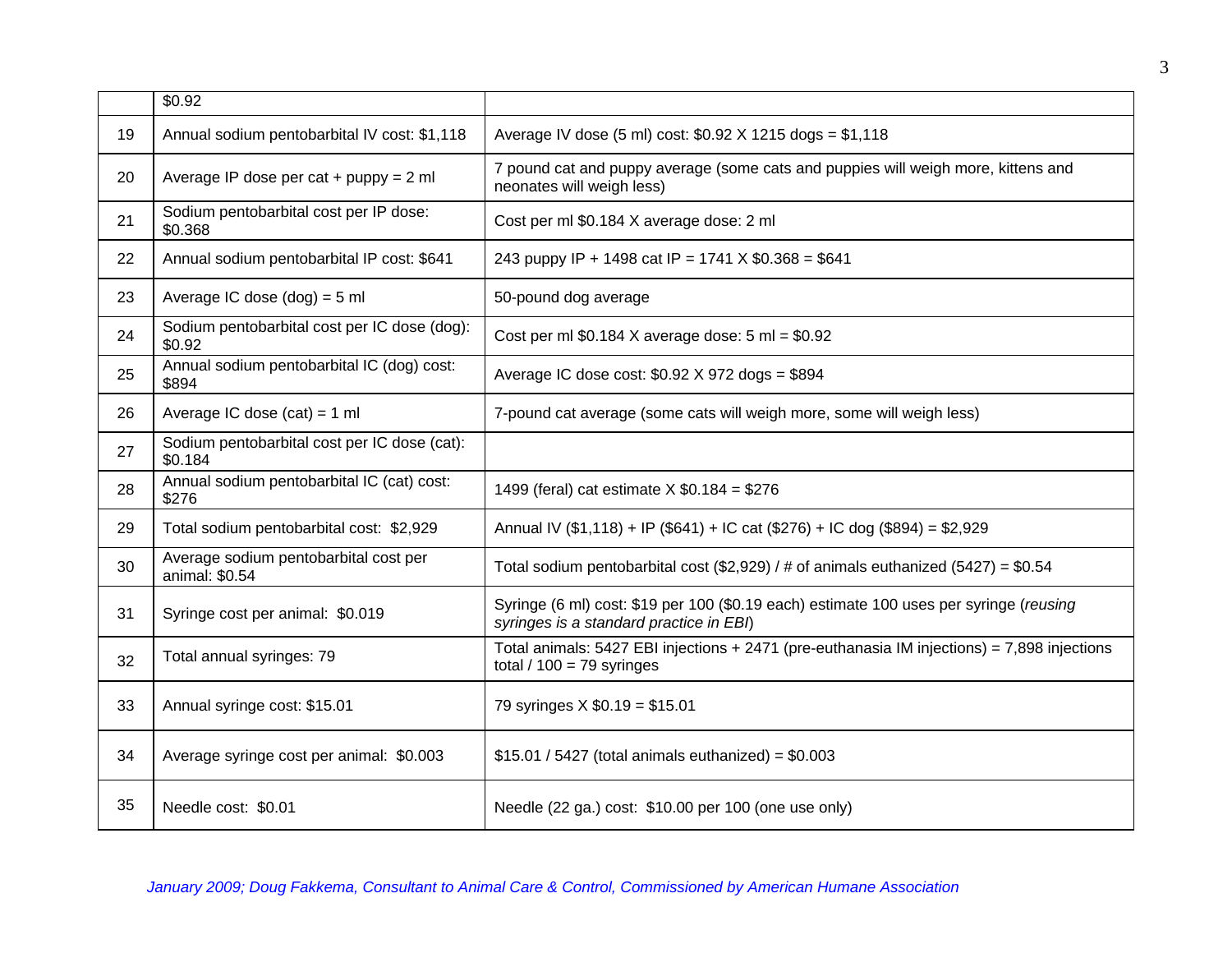| | | |
|---|---|---|
| | $0.92 | |
| 19 | Annual sodium pentobarbital IV cost: $1,118 | Average IV dose (5 ml) cost: $0.92 X 1215 dogs = $1,118 |
| 20 | Average IP dose per cat + puppy = 2 ml | 7 pound cat and puppy average (some cats and puppies will weigh more, kittens and neonates will weigh less) |
| 21 | Sodium pentobarbital cost per IP dose: $0.368 | Cost per ml $0.184 X average dose: 2 ml |
| 22 | Annual sodium pentobarbital IP cost: $641 | 243 puppy IP + 1498 cat IP = 1741 X $0.368 = $641 |
| 23 | Average IC dose (dog) = 5 ml | 50-pound dog average |
| 24 | Sodium pentobarbital cost per IC dose (dog): $0.92 | Cost per ml $0.184 X average dose: 5 ml = $0.92 |
| 25 | Annual sodium pentobarbital IC (dog) cost: $894 | Average IC dose cost: $0.92 X 972 dogs = $894 |
| 26 | Average IC dose (cat) = 1 ml | 7-pound cat average (some cats will weigh more, some will weigh less) |
| 27 | Sodium pentobarbital cost per IC dose (cat): $0.184 | |
| 28 | Annual sodium pentobarbital IC (cat) cost: $276 | 1499 (feral) cat estimate X $0.184 = $276 |
| 29 | Total sodium pentobarbital cost: $2,929 | Annual IV ($1,118) + IP ($641) + IC cat ($276) + IC dog ($894) = $2,929 |
| 30 | Average sodium pentobarbital cost per animal: $0.54 | Total sodium pentobarbital cost ($2,929) / # of animals euthanized (5427) = $0.54 |
| 31 | Syringe cost per animal: $0.019 | Syringe (6 ml) cost: $19 per 100 ($0.19 each) estimate 100 uses per syringe (*reusing syringes is a standard practice in EBI*) |
| 32 | Total annual syringes: 79 | Total animals: 5427 EBI injections + 2471 (pre-euthanasia IM injections) = 7,898 injections total / 100 = 79 syringes |
| 33 | Annual syringe cost: $15.01 | 79 syringes X $0.19 = $15.01 |
| 34 | Average syringe cost per animal: $0.003 | $15.01 / 5427 (total animals euthanized) = $0.003 |
| 35 | Needle cost: $0.01 | Needle (22 ga.) cost: $10.00 per 100 (one use only) |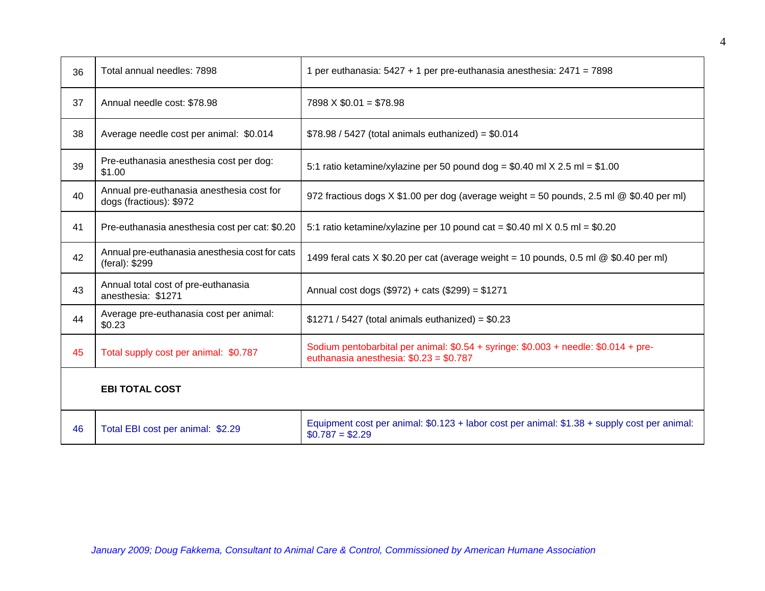| | | |
|---|---|---|
| 36 | Total annual needles: 7898 | 1 per euthanasia: 5427 + 1 per pre-euthanasia anesthesia: 2471 = 7898 |
| 37 | Annual needle cost: $78.98 | 7898 X $0.01 = $78.98 |
| 38 | Average needle cost per animal: $0.014 | $78.98 / 5427 (total animals euthanized) = $0.014 |
| 39 | Pre-euthanasia anesthesia cost per dog: $1.00 | 5:1 ratio ketamine/xylazine per 50 pound dog = $0.40 ml X 2.5 ml = $1.00 |
| 40 | Annual pre-euthanasia anesthesia cost for dogs (fractious): $972 | 972 fractious dogs X $1.00 per dog (average weight = 50 pounds, 2.5 ml @ $0.40 per ml) |
| 41 | Pre-euthanasia anesthesia cost per cat: $0.20 | 5:1 ratio ketamine/xylazine per 10 pound cat = $0.40 ml X 0.5 ml = $0.20 |
| 42 | Annual pre-euthanasia anesthesia cost for cats (feral): $299 | 1499 feral cats X $0.20 per cat (average weight = 10 pounds, 0.5 ml @ $0.40 per ml) |
| 43 | Annual total cost of pre-euthanasia anesthesia: $1271 | Annual cost dogs ($972) + cats ($299) = $1271 |
| 44 | Average pre-euthanasia cost per animal: $0.23 | $1271 / 5427 (total animals euthanized) = $0.23 |
| 45 | Total supply cost per animal: $0.787 | Sodium pentobarbital per animal: $0.54 + syringe: $0.003 + needle: $0.014 + pre-euthanasia anesthesia: $0.23 = $0.787 |
| | **EBI TOTAL COST** | |
| 46 | Total EBI cost per animal: $2.29 | Equipment cost per animal: $0.123 + labor cost per animal: $1.38 + supply cost per animal: $0.787 = $2.29 |

*January 2009; Doug Fakkema, Consultant to Animal Care & Control, Commissioned by American Humane Association*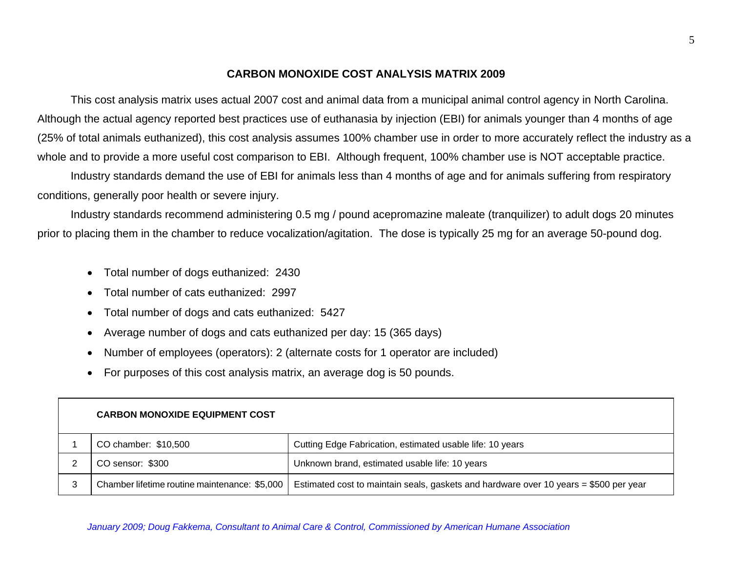## CARBON MONOXIDE COST ANALYSIS MATRIX 2009

This cost analysis matrix uses actual 2007 cost and animal data from a municipal animal control agency in North Carolina. Although the actual agency reported best practices use of euthanasia by injection (EBI) for animals younger than 4 months of age (25% of total animals euthanized), this cost analysis assumes 100% chamber use in order to more accurately reflect the industry as a whole and to provide a more useful cost comparison to EBI. Although frequent, 100% chamber use is NOT acceptable practice.

Industry standards demand the use of EBI for animals less than 4 months of age and for animals suffering from respiratory conditions, generally poor health or severe injury.

Industry standards recommend administering 0.5 mg / pound acepromazine maleate (tranquilizer) to adult dogs 20 minutes prior to placing them in the chamber to reduce vocalization/agitation. The dose is typically 25 mg for an average 50-pound dog.

- Total number of dogs euthanized: 2430
- Total number of cats euthanized: 2997
- Total number of dogs and cats euthanized: 5427
- Average number of dogs and cats euthanized per day: 15 (365 days)
- Number of employees (operators): 2 (alternate costs for 1 operator are included)
- For purposes of this cost analysis matrix, an average dog is 50 pounds.

| | **CARBON MONOXIDE EQUIPMENT COST** | |
|---|---|---|
| 1 | CO chamber: $10,500 | Cutting Edge Fabrication, estimated usable life: 10 years |
| 2 | CO sensor: $300 | Unknown brand, estimated usable life: 10 years |
| 3 | Chamber lifetime routine maintenance: $5,000 | Estimated cost to maintain seals, gaskets and hardware over 10 years = $500 per year |

*January 2009; Doug Fakkema, Consultant to Animal Care & Control, Commissioned by American Humane Association*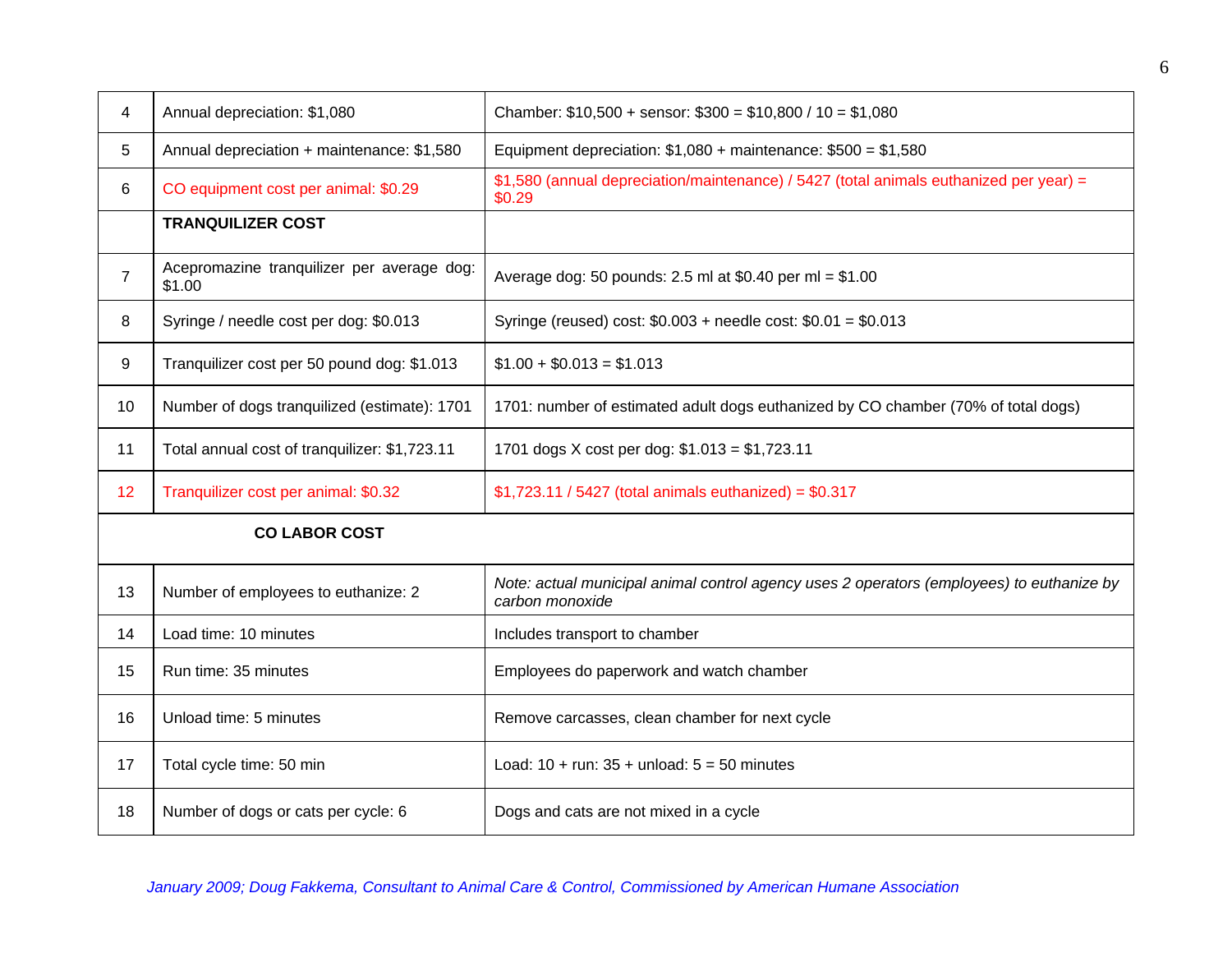| | | |
|---|---|---|
| 4 | Annual depreciation: $1,080 | Chamber: $10,500 + sensor: $300 = $10,800 / 10 = $1,080 |
| 5 | Annual depreciation + maintenance: $1,580 | Equipment depreciation: $1,080 + maintenance: $500 = $1,580 |
| 6 | CO equipment cost per animal: $0.29 | $1,580 (annual depreciation/maintenance) / 5427 (total animals euthanized per year) = $0.29 |
| | **TRANQUILIZER COST** | |
| 7 | Acepromazine tranquilizer per average dog: $1.00 | Average dog: 50 pounds: 2.5 ml at $0.40 per ml = $1.00 |
| 8 | Syringe / needle cost per dog: $0.013 | Syringe (reused) cost: $0.003 + needle cost: $0.01 = $0.013 |
| 9 | Tranquilizer cost per 50 pound dog: $1.013 | $1.00 + $0.013 = $1.013 |
| 10 | Number of dogs tranquilized (estimate): 1701 | 1701: number of estimated adult dogs euthanized by CO chamber (70% of total dogs) |
| 11 | Total annual cost of tranquilizer: $1,723.11 | 1701 dogs X cost per dog: $1.013 = $1,723.11 |
| 12 | Tranquilizer cost per animal: $0.32 | $1,723.11 / 5427 (total animals euthanized) = $0.317 |
| | **CO LABOR COST** | |
| 13 | Number of employees to euthanize: 2 | *Note: actual municipal animal control agency uses 2 operators (employees) to euthanize by carbon monoxide* |
| 14 | Load time: 10 minutes | Includes transport to chamber |
| 15 | Run time: 35 minutes | Employees do paperwork and watch chamber |
| 16 | Unload time: 5 minutes | Remove carcasses, clean chamber for next cycle |
| 17 | Total cycle time: 50 min | Load: 10 + run: 35 + unload: 5 = 50 minutes |
| 18 | Number of dogs or cats per cycle: 6 | Dogs and cats are not mixed in a cycle |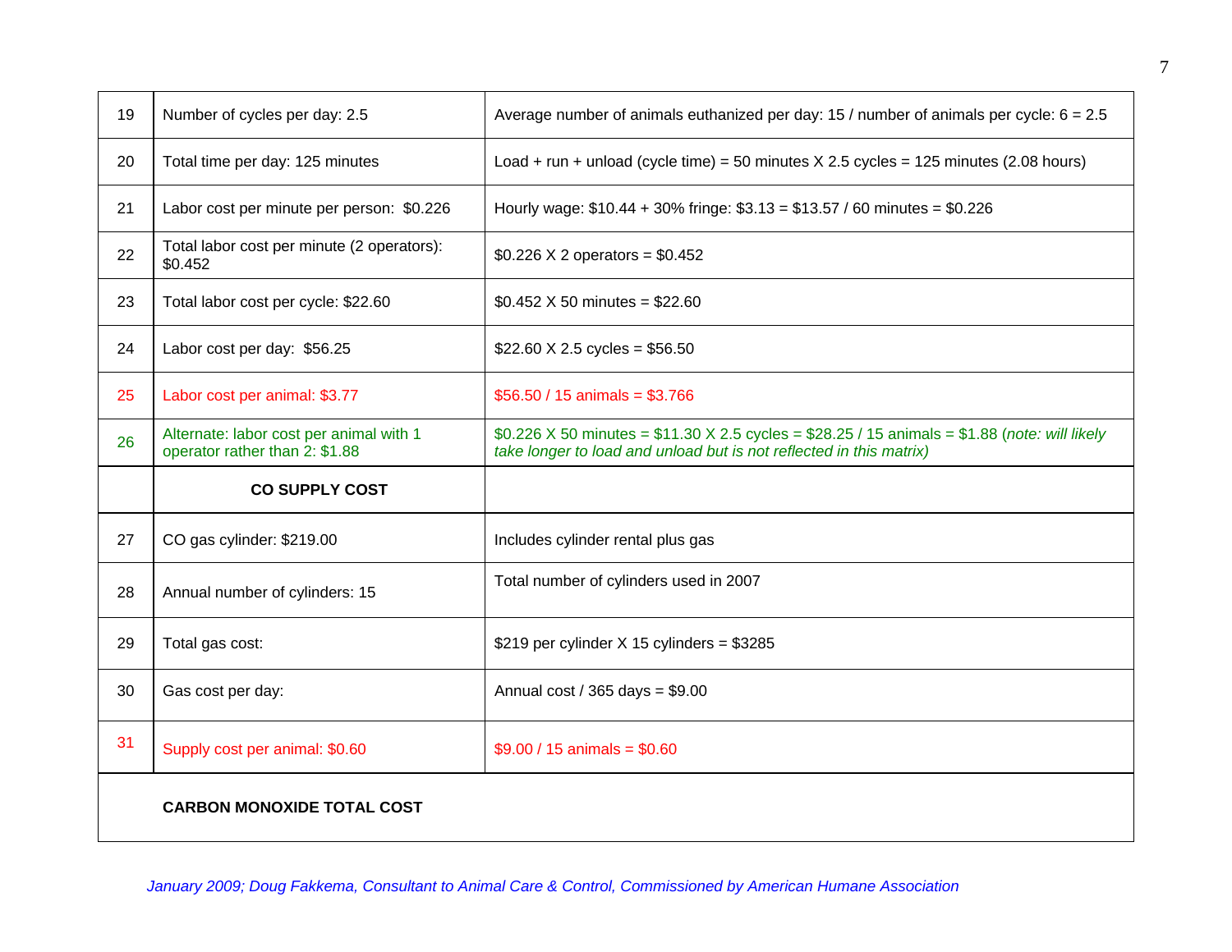| 19 | Number of cycles per day: 2.5 | Average number of animals euthanized per day: 15 / number of animals per cycle: 6 = 2.5 |
|---|---|---|
| 20 | Total time per day: 125 minutes | Load + run + unload (cycle time) = 50 minutes X 2.5 cycles = 125 minutes (2.08 hours) |
| 21 | Labor cost per minute per person: $0.226 | Hourly wage: $10.44 + 30% fringe: $3.13 = $13.57 / 60 minutes = $0.226 |
| 22 | Total labor cost per minute (2 operators): $0.452 | $0.226 X 2 operators = $0.452 |
| 23 | Total labor cost per cycle: $22.60 | $0.452 X 50 minutes = $22.60 |
| 24 | Labor cost per day: $56.25 | $22.60 X 2.5 cycles = $56.50 |
| 25 | Labor cost per animal: $3.77 | $56.50 / 15 animals = $3.766 |
| 26 | Alternate: labor cost per animal with 1 operator rather than 2: $1.88 | $0.226 X 50 minutes = $11.30 X 2.5 cycles = $28.25 / 15 animals = $1.88 (*note: will likely take longer to load and unload but is not reflected in this matrix)* |
| | **CO SUPPLY COST** | |
| 27 | CO gas cylinder: $219.00 | Includes cylinder rental plus gas |
| 28 | Annual number of cylinders: 15 | Total number of cylinders used in 2007 |
| 29 | Total gas cost: | $219 per cylinder X 15 cylinders = $3285 |
| 30 | Gas cost per day: | Annual cost / 365 days = $9.00 |
| 31 | Supply cost per animal: $0.60 | $9.00 / 15 animals = $0.60 |
| | **CARBON MONOXIDE TOTAL COST** | |

*January 2009; Doug Fakkema, Consultant to Animal Care & Control, Commissioned by American Humane Association*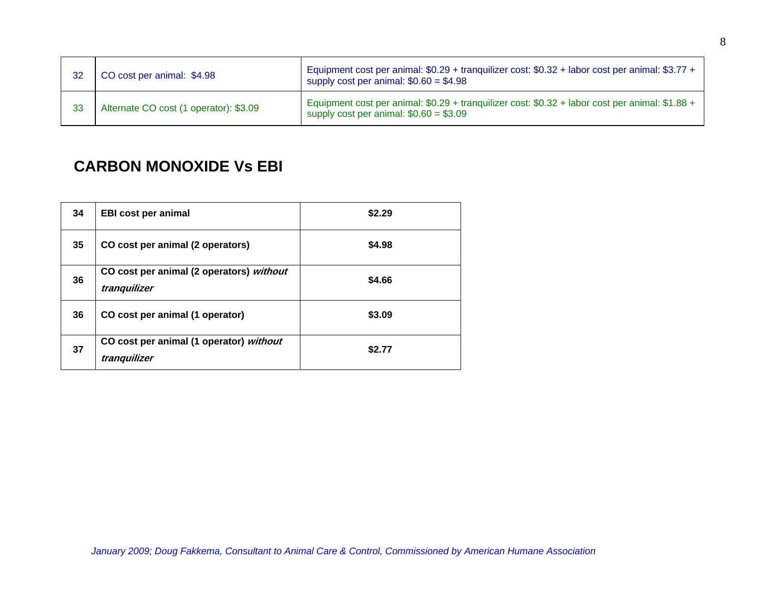| | | |
|---|---|---|
| 32 | CO cost per animal: $4.98 | Equipment cost per animal: $0.29 + tranquilizer cost: $0.32 + labor cost per animal: $3.77 + supply cost per animal: $0.60 = $4.98 |
| 33 | Alternate CO cost (1 operator): $3.09 | Equipment cost per animal: $0.29 + tranquilizer cost: $0.32 + labor cost per animal: $1.88 + supply cost per animal: $0.60 = $3.09 |

## CARBON MONOXIDE Vs EBI

| | | |
|---|---|---|
| **34** | **EBI cost per animal** | **$2.29** |
| **35** | **CO cost per animal (2 operators)** | **$4.98** |
| **36** | **CO cost per animal (2 operators)** ***without tranquilizer*** | **$4.66** |
| **36** | **CO cost per animal (1 operator)** | **$3.09** |
| **37** | **CO cost per animal (1 operator)** ***without tranquilizer*** | **$2.77** |

*January 2009; Doug Fakkema, Consultant to Animal Care & Control, Commissioned by American Humane Association*